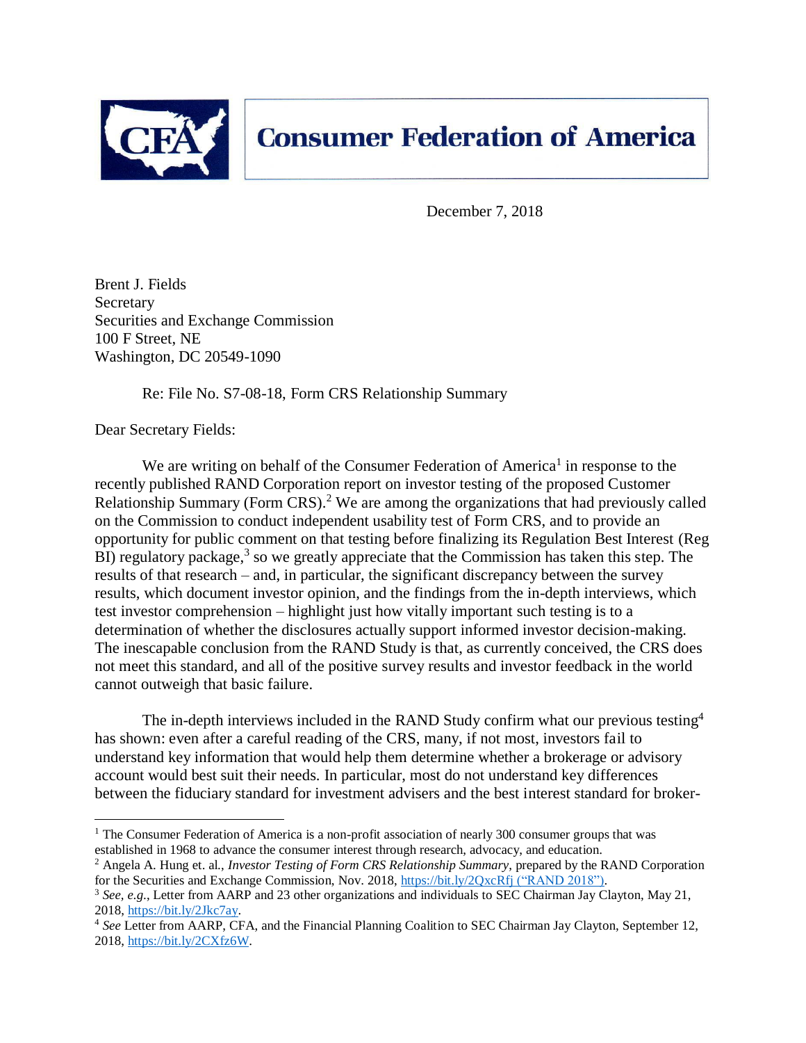**Consumer Federation of America**

December 7, 2018

Brent J. Fields
Secretary
Securities and Exchange Commission
100 F Street, NE
Washington, DC 20549-1090

Re: File No. S7-08-18, Form CRS Relationship Summary

Dear Secretary Fields:

We are writing on behalf of the Consumer Federation of America[1] in response to the recently published RAND Corporation report on investor testing of the proposed Customer Relationship Summary (Form CRS).[2] We are among the organizations that had previously called on the Commission to conduct independent usability test of Form CRS, and to provide an opportunity for public comment on that testing before finalizing its Regulation Best Interest (Reg BI) regulatory package,[3] so we greatly appreciate that the Commission has taken this step. The results of that research – and, in particular, the significant discrepancy between the survey results, which document investor opinion, and the findings from the in-depth interviews, which test investor comprehension – highlight just how vitally important such testing is to a determination of whether the disclosures actually support informed investor decision-making. The inescapable conclusion from the RAND Study is that, as currently conceived, the CRS does not meet this standard, and all of the positive survey results and investor feedback in the world cannot outweigh that basic failure.

The in-depth interviews included in the RAND Study confirm what our previous testing[4] has shown: even after a careful reading of the CRS, many, if not most, investors fail to understand key information that would help them determine whether a brokerage or advisory account would best suit their needs. In particular, most do not understand key differences between the fiduciary standard for investment advisers and the best interest standard for broker-

---

[1] The Consumer Federation of America is a non-profit association of nearly 300 consumer groups that was established in 1968 to advance the consumer interest through research, advocacy, and education.

[2] Angela A. Hung et. al., *Investor Testing of Form CRS Relationship Summary*, prepared by the RAND Corporation for the Securities and Exchange Commission, Nov. 2018, https://bit.ly/2QxcRfj ("RAND 2018").

[3] *See, e.g.*, Letter from AARP and 23 other organizations and individuals to SEC Chairman Jay Clayton, May 21, 2018, https://bit.ly/2Jkc7ay.

[4] *See* Letter from AARP, CFA, and the Financial Planning Coalition to SEC Chairman Jay Clayton, September 12, 2018, https://bit.ly/2CXfz6W.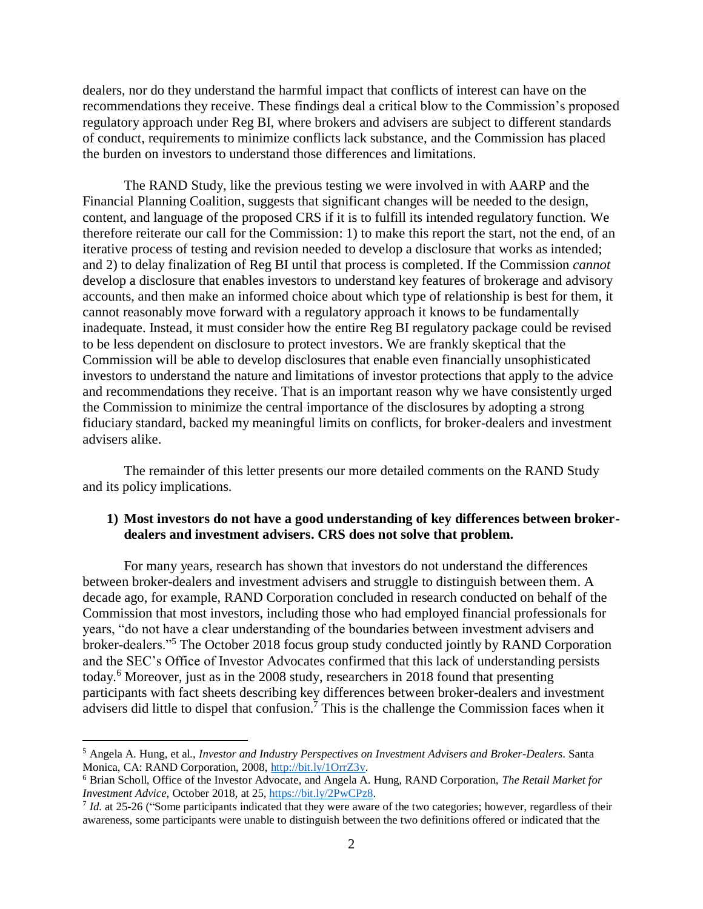dealers, nor do they understand the harmful impact that conflicts of interest can have on the recommendations they receive. These findings deal a critical blow to the Commission's proposed regulatory approach under Reg BI, where brokers and advisers are subject to different standards of conduct, requirements to minimize conflicts lack substance, and the Commission has placed the burden on investors to understand those differences and limitations.

The RAND Study, like the previous testing we were involved in with AARP and the Financial Planning Coalition, suggests that significant changes will be needed to the design, content, and language of the proposed CRS if it is to fulfill its intended regulatory function. We therefore reiterate our call for the Commission: 1) to make this report the start, not the end, of an iterative process of testing and revision needed to develop a disclosure that works as intended; and 2) to delay finalization of Reg BI until that process is completed. If the Commission *cannot* develop a disclosure that enables investors to understand key features of brokerage and advisory accounts, and then make an informed choice about which type of relationship is best for them, it cannot reasonably move forward with a regulatory approach it knows to be fundamentally inadequate. Instead, it must consider how the entire Reg BI regulatory package could be revised to be less dependent on disclosure to protect investors. We are frankly skeptical that the Commission will be able to develop disclosures that enable even financially unsophisticated investors to understand the nature and limitations of investor protections that apply to the advice and recommendations they receive. That is an important reason why we have consistently urged the Commission to minimize the central importance of the disclosures by adopting a strong fiduciary standard, backed my meaningful limits on conflicts, for broker-dealers and investment advisers alike.

The remainder of this letter presents our more detailed comments on the RAND Study and its policy implications.

**1) Most investors do not have a good understanding of key differences between broker-dealers and investment advisers. CRS does not solve that problem.**

For many years, research has shown that investors do not understand the differences between broker-dealers and investment advisers and struggle to distinguish between them. A decade ago, for example, RAND Corporation concluded in research conducted on behalf of the Commission that most investors, including those who had employed financial professionals for years, "do not have a clear understanding of the boundaries between investment advisers and broker-dealers."[5] The October 2018 focus group study conducted jointly by RAND Corporation and the SEC's Office of Investor Advocates confirmed that this lack of understanding persists today.[6] Moreover, just as in the 2008 study, researchers in 2018 found that presenting participants with fact sheets describing key differences between broker-dealers and investment advisers did little to dispel that confusion.[7] This is the challenge the Commission faces when it

---

[5] Angela A. Hung, et al., *Investor and Industry Perspectives on Investment Advisers and Broker-Dealers*. Santa Monica, CA: RAND Corporation, 2008, http://bit.ly/1OrrZ3v.

[6] Brian Scholl, Office of the Investor Advocate, and Angela A. Hung, RAND Corporation, *The Retail Market for Investment Advice*, October 2018, at 25, https://bit.ly/2PwCPz8.

[7] *Id.* at 25-26 ("Some participants indicated that they were aware of the two categories; however, regardless of their awareness, some participants were unable to distinguish between the two definitions offered or indicated that the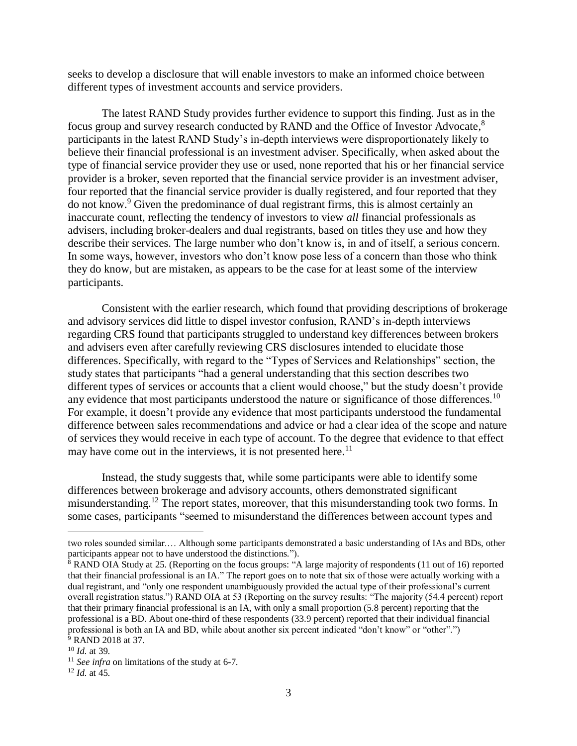seeks to develop a disclosure that will enable investors to make an informed choice between different types of investment accounts and service providers.

The latest RAND Study provides further evidence to support this finding. Just as in the focus group and survey research conducted by RAND and the Office of Investor Advocate,[8] participants in the latest RAND Study's in-depth interviews were disproportionately likely to believe their financial professional is an investment adviser. Specifically, when asked about the type of financial service provider they use or used, none reported that his or her financial service provider is a broker, seven reported that the financial service provider is an investment adviser, four reported that the financial service provider is dually registered, and four reported that they do not know.[9] Given the predominance of dual registrant firms, this is almost certainly an inaccurate count, reflecting the tendency of investors to view *all* financial professionals as advisers, including broker-dealers and dual registrants, based on titles they use and how they describe their services. The large number who don't know is, in and of itself, a serious concern. In some ways, however, investors who don't know pose less of a concern than those who think they do know, but are mistaken, as appears to be the case for at least some of the interview participants.

Consistent with the earlier research, which found that providing descriptions of brokerage and advisory services did little to dispel investor confusion, RAND's in-depth interviews regarding CRS found that participants struggled to understand key differences between brokers and advisers even after carefully reviewing CRS disclosures intended to elucidate those differences. Specifically, with regard to the "Types of Services and Relationships" section, the study states that participants "had a general understanding that this section describes two different types of services or accounts that a client would choose," but the study doesn't provide any evidence that most participants understood the nature or significance of those differences.[10] For example, it doesn't provide any evidence that most participants understood the fundamental difference between sales recommendations and advice or had a clear idea of the scope and nature of services they would receive in each type of account. To the degree that evidence to that effect may have come out in the interviews, it is not presented here.[11]

Instead, the study suggests that, while some participants were able to identify some differences between brokerage and advisory accounts, others demonstrated significant misunderstanding.[12] The report states, moreover, that this misunderstanding took two forms. In some cases, participants "seemed to misunderstand the differences between account types and

---

two roles sounded similar.… Although some participants demonstrated a basic understanding of IAs and BDs, other participants appear not to have understood the distinctions.").

[8] RAND OIA Study at 25. (Reporting on the focus groups: "A large majority of respondents (11 out of 16) reported that their financial professional is an IA." The report goes on to note that six of those were actually working with a dual registrant, and "only one respondent unambiguously provided the actual type of their professional's current overall registration status.") RAND OIA at 53 (Reporting on the survey results: "The majority (54.4 percent) report that their primary financial professional is an IA, with only a small proportion (5.8 percent) reporting that the professional is a BD. About one-third of these respondents (33.9 percent) reported that their individual financial professional is both an IA and BD, while about another six percent indicated "don't know" or "other".")

[9] RAND 2018 at 37.

[10] *Id.* at 39.

[11] *See infra* on limitations of the study at 6-7.

[12] *Id.* at 45.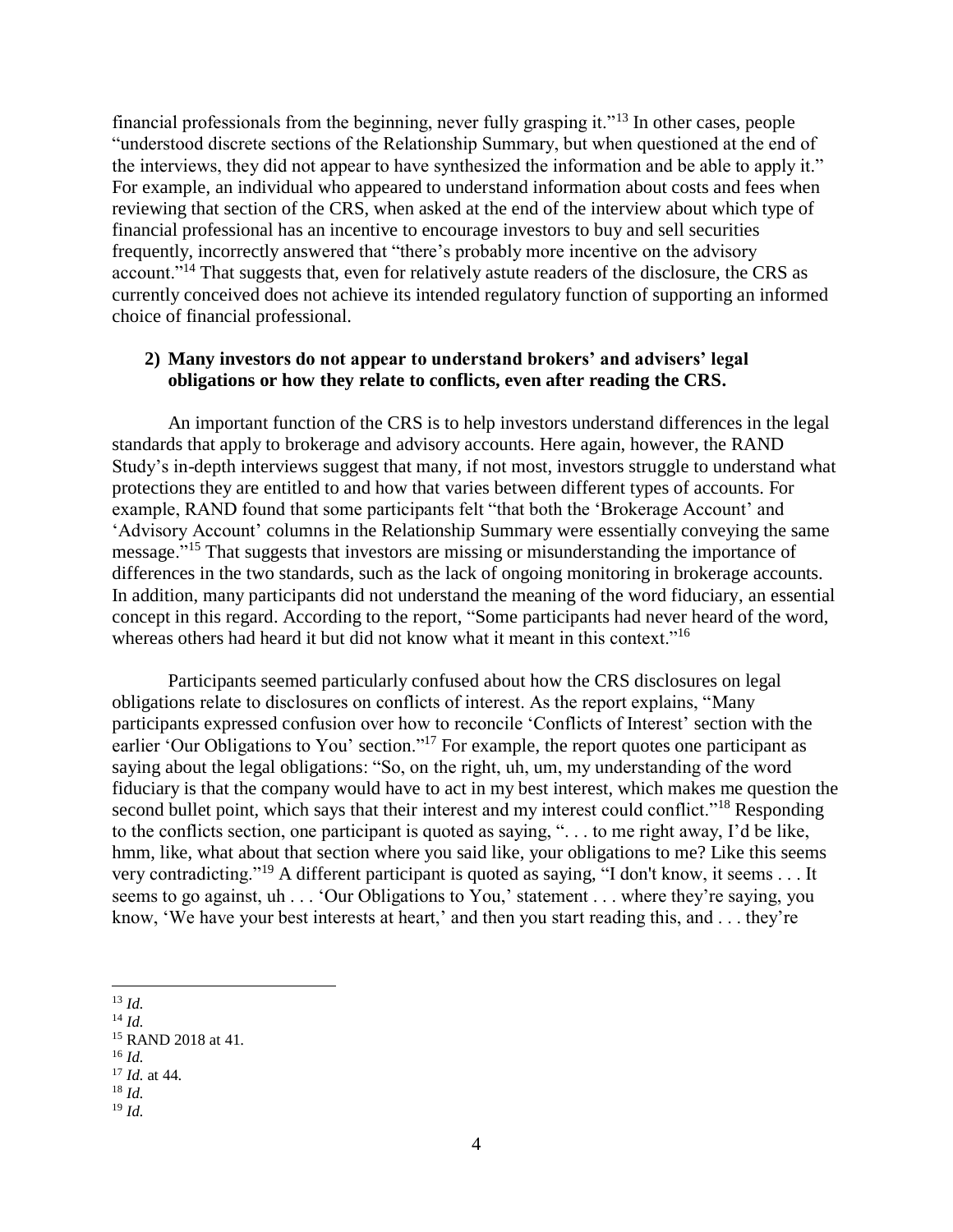financial professionals from the beginning, never fully grasping it."[13] In other cases, people "understood discrete sections of the Relationship Summary, but when questioned at the end of the interviews, they did not appear to have synthesized the information and be able to apply it." For example, an individual who appeared to understand information about costs and fees when reviewing that section of the CRS, when asked at the end of the interview about which type of financial professional has an incentive to encourage investors to buy and sell securities frequently, incorrectly answered that "there's probably more incentive on the advisory account."[14] That suggests that, even for relatively astute readers of the disclosure, the CRS as currently conceived does not achieve its intended regulatory function of supporting an informed choice of financial professional.

**2) Many investors do not appear to understand brokers' and advisers' legal obligations or how they relate to conflicts, even after reading the CRS.**

An important function of the CRS is to help investors understand differences in the legal standards that apply to brokerage and advisory accounts. Here again, however, the RAND Study's in-depth interviews suggest that many, if not most, investors struggle to understand what protections they are entitled to and how that varies between different types of accounts. For example, RAND found that some participants felt "that both the 'Brokerage Account' and 'Advisory Account' columns in the Relationship Summary were essentially conveying the same message."[15] That suggests that investors are missing or misunderstanding the importance of differences in the two standards, such as the lack of ongoing monitoring in brokerage accounts. In addition, many participants did not understand the meaning of the word fiduciary, an essential concept in this regard. According to the report, "Some participants had never heard of the word, whereas others had heard it but did not know what it meant in this context."[16]

Participants seemed particularly confused about how the CRS disclosures on legal obligations relate to disclosures on conflicts of interest. As the report explains, "Many participants expressed confusion over how to reconcile 'Conflicts of Interest' section with the earlier 'Our Obligations to You' section."[17] For example, the report quotes one participant as saying about the legal obligations: "So, on the right, uh, um, my understanding of the word fiduciary is that the company would have to act in my best interest, which makes me question the second bullet point, which says that their interest and my interest could conflict."[18] Responding to the conflicts section, one participant is quoted as saying, ". . . to me right away, I'd be like, hmm, like, what about that section where you said like, your obligations to me? Like this seems very contradicting."[19] A different participant is quoted as saying, "I don't know, it seems . . . It seems to go against, uh . . . 'Our Obligations to You,' statement . . . where they're saying, you know, 'We have your best interests at heart,' and then you start reading this, and . . . they're

[13] *Id.*
[14] *Id.*
[15] RAND 2018 at 41.
[16] *Id.*
[17] *Id.* at 44.
[18] *Id.*
[19] *Id.*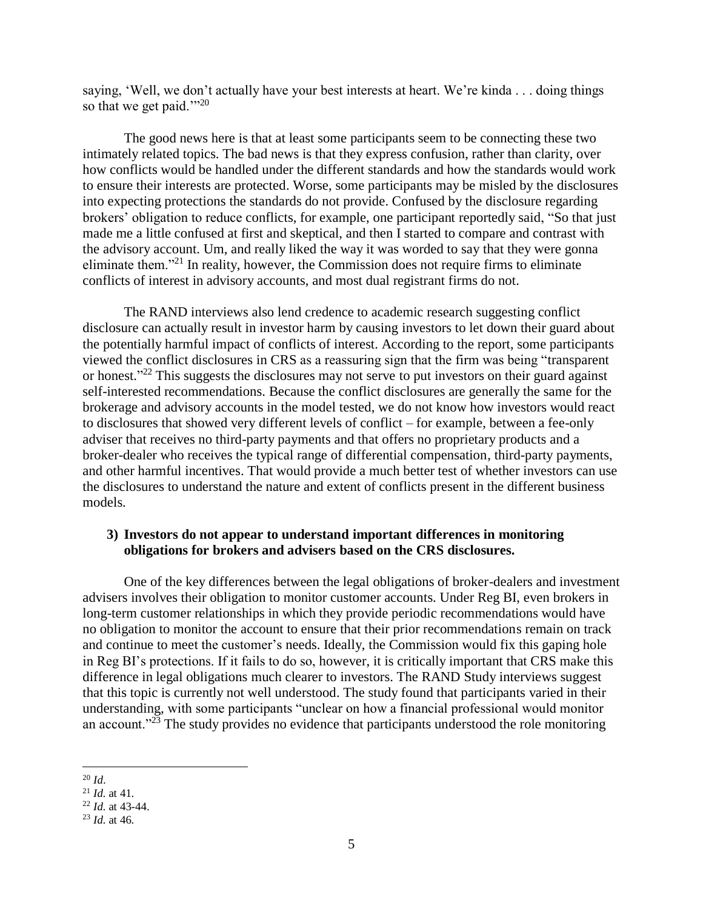saying, 'Well, we don't actually have your best interests at heart. We're kinda . . . doing things so that we get paid.'"[20]

The good news here is that at least some participants seem to be connecting these two intimately related topics. The bad news is that they express confusion, rather than clarity, over how conflicts would be handled under the different standards and how the standards would work to ensure their interests are protected. Worse, some participants may be misled by the disclosures into expecting protections the standards do not provide. Confused by the disclosure regarding brokers' obligation to reduce conflicts, for example, one participant reportedly said, "So that just made me a little confused at first and skeptical, and then I started to compare and contrast with the advisory account. Um, and really liked the way it was worded to say that they were gonna eliminate them."[21] In reality, however, the Commission does not require firms to eliminate conflicts of interest in advisory accounts, and most dual registrant firms do not.

The RAND interviews also lend credence to academic research suggesting conflict disclosure can actually result in investor harm by causing investors to let down their guard about the potentially harmful impact of conflicts of interest. According to the report, some participants viewed the conflict disclosures in CRS as a reassuring sign that the firm was being "transparent or honest."[22] This suggests the disclosures may not serve to put investors on their guard against self-interested recommendations. Because the conflict disclosures are generally the same for the brokerage and advisory accounts in the model tested, we do not know how investors would react to disclosures that showed very different levels of conflict – for example, between a fee-only adviser that receives no third-party payments and that offers no proprietary products and a broker-dealer who receives the typical range of differential compensation, third-party payments, and other harmful incentives. That would provide a much better test of whether investors can use the disclosures to understand the nature and extent of conflicts present in the different business models.

### 3) Investors do not appear to understand important differences in monitoring obligations for brokers and advisers based on the CRS disclosures.

One of the key differences between the legal obligations of broker-dealers and investment advisers involves their obligation to monitor customer accounts. Under Reg BI, even brokers in long-term customer relationships in which they provide periodic recommendations would have no obligation to monitor the account to ensure that their prior recommendations remain on track and continue to meet the customer's needs. Ideally, the Commission would fix this gaping hole in Reg BI's protections. If it fails to do so, however, it is critically important that CRS make this difference in legal obligations much clearer to investors. The RAND Study interviews suggest that this topic is currently not well understood. The study found that participants varied in their understanding, with some participants "unclear on how a financial professional would monitor an account."[23] The study provides no evidence that participants understood the role monitoring

---

[20] *Id*.

[21] *Id.* at 41.

[22] *Id.* at 43-44.

[23] *Id.* at 46.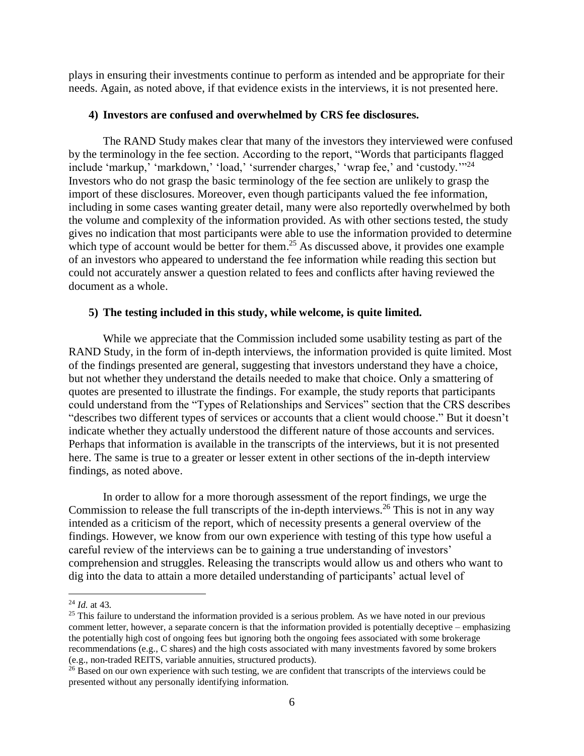plays in ensuring their investments continue to perform as intended and be appropriate for their needs. Again, as noted above, if that evidence exists in the interviews, it is not presented here.

**4) Investors are confused and overwhelmed by CRS fee disclosures.**

The RAND Study makes clear that many of the investors they interviewed were confused by the terminology in the fee section. According to the report, "Words that participants flagged include 'markup,' 'markdown,' 'load,' 'surrender charges,' 'wrap fee,' and 'custody.'"[24] Investors who do not grasp the basic terminology of the fee section are unlikely to grasp the import of these disclosures. Moreover, even though participants valued the fee information, including in some cases wanting greater detail, many were also reportedly overwhelmed by both the volume and complexity of the information provided. As with other sections tested, the study gives no indication that most participants were able to use the information provided to determine which type of account would be better for them.[25] As discussed above, it provides one example of an investors who appeared to understand the fee information while reading this section but could not accurately answer a question related to fees and conflicts after having reviewed the document as a whole.

**5) The testing included in this study, while welcome, is quite limited.**

While we appreciate that the Commission included some usability testing as part of the RAND Study, in the form of in-depth interviews, the information provided is quite limited. Most of the findings presented are general, suggesting that investors understand they have a choice, but not whether they understand the details needed to make that choice. Only a smattering of quotes are presented to illustrate the findings. For example, the study reports that participants could understand from the "Types of Relationships and Services" section that the CRS describes "describes two different types of services or accounts that a client would choose." But it doesn't indicate whether they actually understood the different nature of those accounts and services. Perhaps that information is available in the transcripts of the interviews, but it is not presented here. The same is true to a greater or lesser extent in other sections of the in-depth interview findings, as noted above.

In order to allow for a more thorough assessment of the report findings, we urge the Commission to release the full transcripts of the in-depth interviews.[26] This is not in any way intended as a criticism of the report, which of necessity presents a general overview of the findings. However, we know from our own experience with testing of this type how useful a careful review of the interviews can be to gaining a true understanding of investors' comprehension and struggles. Releasing the transcripts would allow us and others who want to dig into the data to attain a more detailed understanding of participants' actual level of

---

[24] *Id.* at 43.

[25] This failure to understand the information provided is a serious problem. As we have noted in our previous comment letter, however, a separate concern is that the information provided is potentially deceptive – emphasizing the potentially high cost of ongoing fees but ignoring both the ongoing fees associated with some brokerage recommendations (e.g., C shares) and the high costs associated with many investments favored by some brokers (e.g., non-traded REITS, variable annuities, structured products).

[26] Based on our own experience with such testing, we are confident that transcripts of the interviews could be presented without any personally identifying information.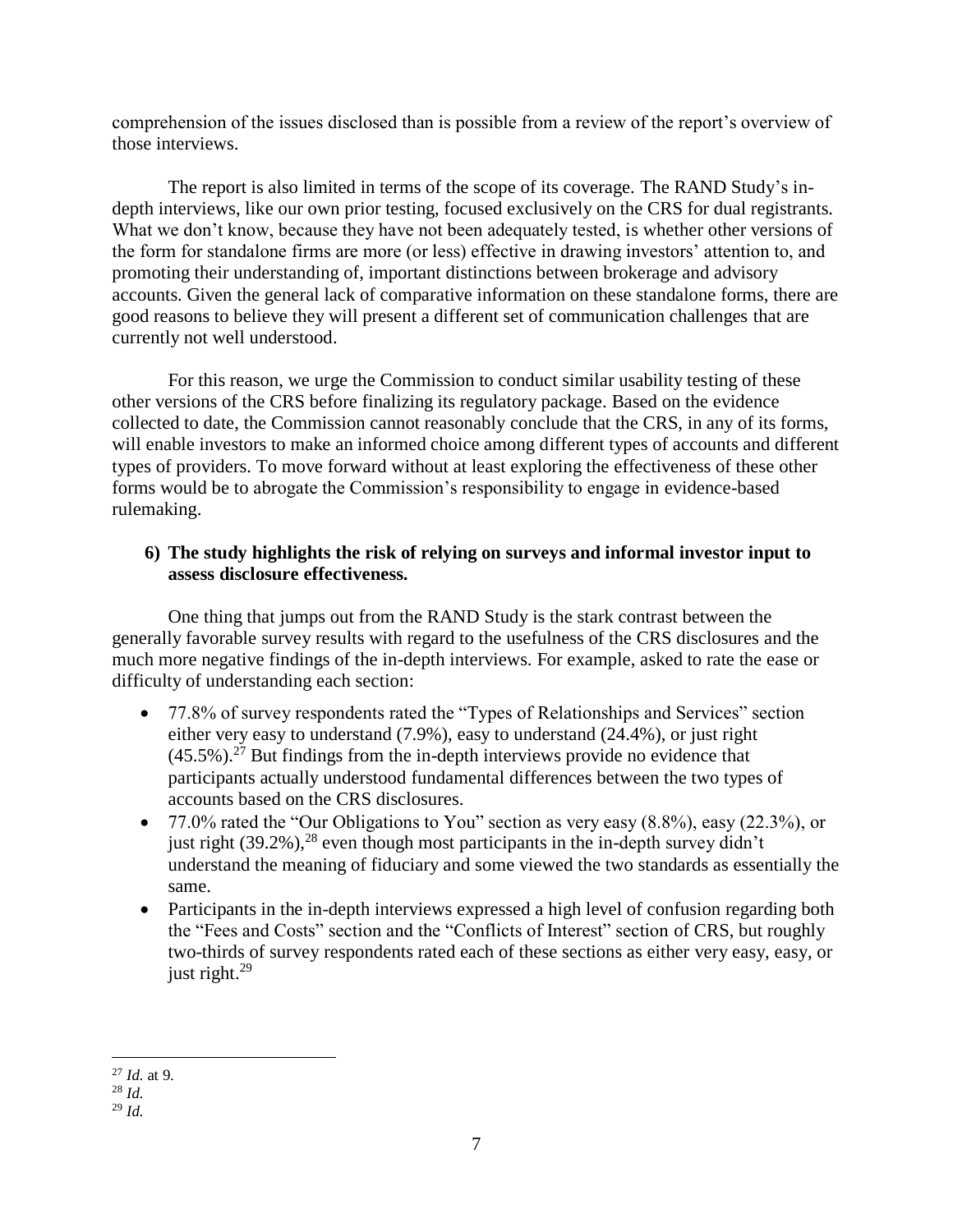comprehension of the issues disclosed than is possible from a review of the report's overview of those interviews.

The report is also limited in terms of the scope of its coverage. The RAND Study's in-depth interviews, like our own prior testing, focused exclusively on the CRS for dual registrants. What we don't know, because they have not been adequately tested, is whether other versions of the form for standalone firms are more (or less) effective in drawing investors' attention to, and promoting their understanding of, important distinctions between brokerage and advisory accounts. Given the general lack of comparative information on these standalone forms, there are good reasons to believe they will present a different set of communication challenges that are currently not well understood.

For this reason, we urge the Commission to conduct similar usability testing of these other versions of the CRS before finalizing its regulatory package. Based on the evidence collected to date, the Commission cannot reasonably conclude that the CRS, in any of its forms, will enable investors to make an informed choice among different types of accounts and different types of providers. To move forward without at least exploring the effectiveness of these other forms would be to abrogate the Commission's responsibility to engage in evidence-based rulemaking.

**6) The study highlights the risk of relying on surveys and informal investor input to assess disclosure effectiveness.**

One thing that jumps out from the RAND Study is the stark contrast between the generally favorable survey results with regard to the usefulness of the CRS disclosures and the much more negative findings of the in-depth interviews. For example, asked to rate the ease or difficulty of understanding each section:

- 77.8% of survey respondents rated the "Types of Relationships and Services" section either very easy to understand (7.9%), easy to understand (24.4%), or just right (45.5%).[27] But findings from the in-depth interviews provide no evidence that participants actually understood fundamental differences between the two types of accounts based on the CRS disclosures.
- 77.0% rated the "Our Obligations to You" section as very easy (8.8%), easy (22.3%), or just right (39.2%),[28] even though most participants in the in-depth survey didn't understand the meaning of fiduciary and some viewed the two standards as essentially the same.
- Participants in the in-depth interviews expressed a high level of confusion regarding both the "Fees and Costs" section and the "Conflicts of Interest" section of CRS, but roughly two-thirds of survey respondents rated each of these sections as either very easy, easy, or just right.[29]

---

[27] *Id.* at 9.

[28] *Id.*

[29] *Id.*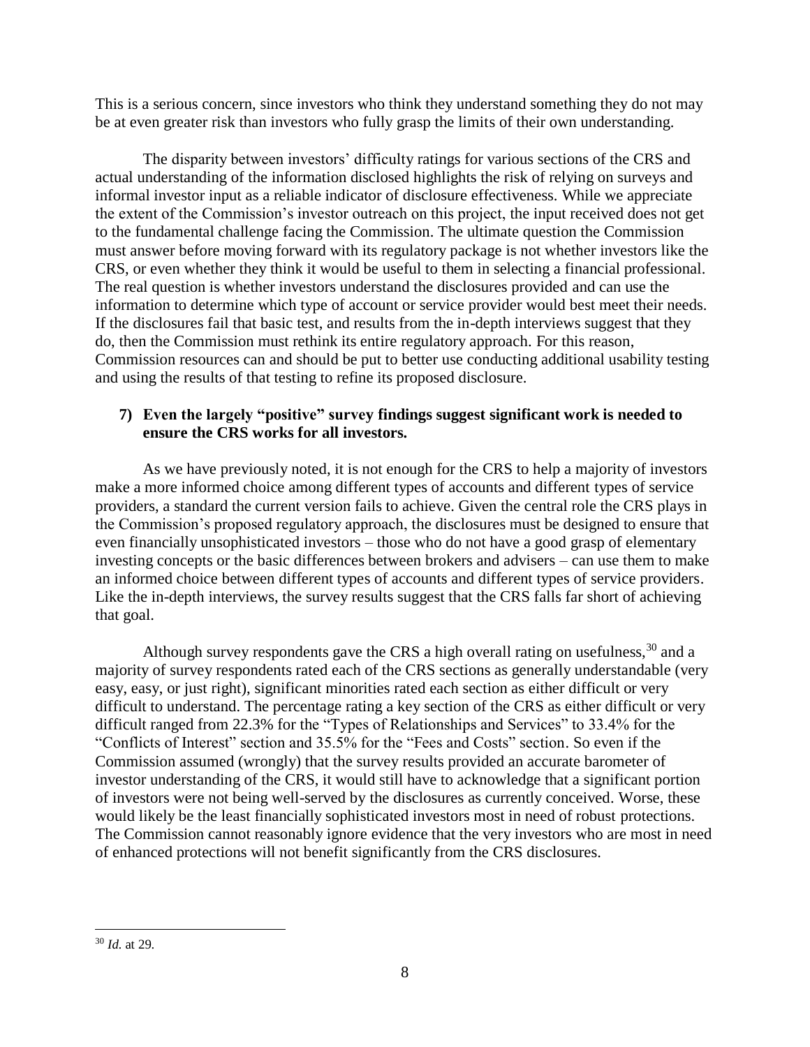This is a serious concern, since investors who think they understand something they do not may be at even greater risk than investors who fully grasp the limits of their own understanding.

The disparity between investors' difficulty ratings for various sections of the CRS and actual understanding of the information disclosed highlights the risk of relying on surveys and informal investor input as a reliable indicator of disclosure effectiveness. While we appreciate the extent of the Commission's investor outreach on this project, the input received does not get to the fundamental challenge facing the Commission. The ultimate question the Commission must answer before moving forward with its regulatory package is not whether investors like the CRS, or even whether they think it would be useful to them in selecting a financial professional. The real question is whether investors understand the disclosures provided and can use the information to determine which type of account or service provider would best meet their needs. If the disclosures fail that basic test, and results from the in-depth interviews suggest that they do, then the Commission must rethink its entire regulatory approach. For this reason, Commission resources can and should be put to better use conducting additional usability testing and using the results of that testing to refine its proposed disclosure.

### 7) Even the largely "positive" survey findings suggest significant work is needed to ensure the CRS works for all investors.

As we have previously noted, it is not enough for the CRS to help a majority of investors make a more informed choice among different types of accounts and different types of service providers, a standard the current version fails to achieve. Given the central role the CRS plays in the Commission's proposed regulatory approach, the disclosures must be designed to ensure that even financially unsophisticated investors – those who do not have a good grasp of elementary investing concepts or the basic differences between brokers and advisers – can use them to make an informed choice between different types of accounts and different types of service providers. Like the in-depth interviews, the survey results suggest that the CRS falls far short of achieving that goal.

Although survey respondents gave the CRS a high overall rating on usefulness,[30] and a majority of survey respondents rated each of the CRS sections as generally understandable (very easy, easy, or just right), significant minorities rated each section as either difficult or very difficult to understand. The percentage rating a key section of the CRS as either difficult or very difficult ranged from 22.3% for the "Types of Relationships and Services" to 33.4% for the "Conflicts of Interest" section and 35.5% for the "Fees and Costs" section. So even if the Commission assumed (wrongly) that the survey results provided an accurate barometer of investor understanding of the CRS, it would still have to acknowledge that a significant portion of investors were not being well-served by the disclosures as currently conceived. Worse, these would likely be the least financially sophisticated investors most in need of robust protections. The Commission cannot reasonably ignore evidence that the very investors who are most in need of enhanced protections will not benefit significantly from the CRS disclosures.

---

[30] *Id.* at 29.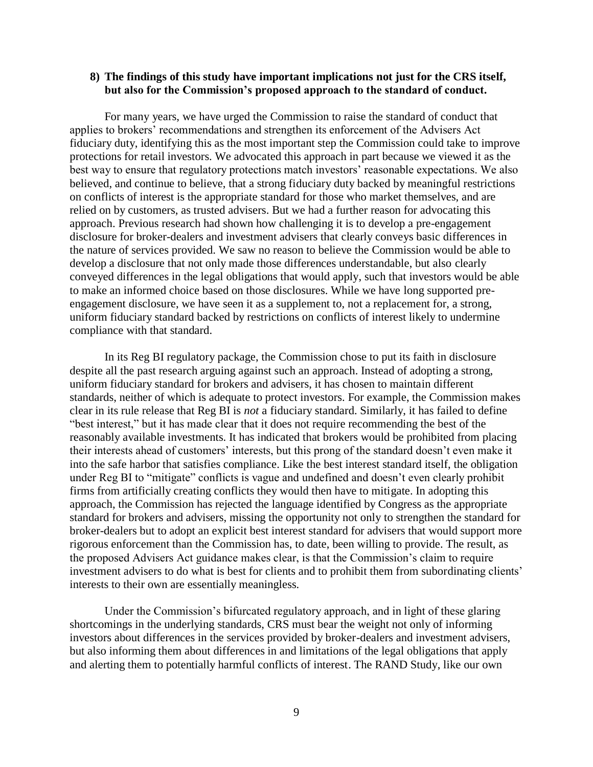**8) The findings of this study have important implications not just for the CRS itself, but also for the Commission's proposed approach to the standard of conduct.**

For many years, we have urged the Commission to raise the standard of conduct that applies to brokers' recommendations and strengthen its enforcement of the Advisers Act fiduciary duty, identifying this as the most important step the Commission could take to improve protections for retail investors. We advocated this approach in part because we viewed it as the best way to ensure that regulatory protections match investors' reasonable expectations. We also believed, and continue to believe, that a strong fiduciary duty backed by meaningful restrictions on conflicts of interest is the appropriate standard for those who market themselves, and are relied on by customers, as trusted advisers. But we had a further reason for advocating this approach. Previous research had shown how challenging it is to develop a pre-engagement disclosure for broker-dealers and investment advisers that clearly conveys basic differences in the nature of services provided. We saw no reason to believe the Commission would be able to develop a disclosure that not only made those differences understandable, but also clearly conveyed differences in the legal obligations that would apply, such that investors would be able to make an informed choice based on those disclosures. While we have long supported pre-engagement disclosure, we have seen it as a supplement to, not a replacement for, a strong, uniform fiduciary standard backed by restrictions on conflicts of interest likely to undermine compliance with that standard.

In its Reg BI regulatory package, the Commission chose to put its faith in disclosure despite all the past research arguing against such an approach. Instead of adopting a strong, uniform fiduciary standard for brokers and advisers, it has chosen to maintain different standards, neither of which is adequate to protect investors. For example, the Commission makes clear in its rule release that Reg BI is *not* a fiduciary standard. Similarly, it has failed to define "best interest," but it has made clear that it does not require recommending the best of the reasonably available investments. It has indicated that brokers would be prohibited from placing their interests ahead of customers' interests, but this prong of the standard doesn't even make it into the safe harbor that satisfies compliance. Like the best interest standard itself, the obligation under Reg BI to "mitigate" conflicts is vague and undefined and doesn't even clearly prohibit firms from artificially creating conflicts they would then have to mitigate. In adopting this approach, the Commission has rejected the language identified by Congress as the appropriate standard for brokers and advisers, missing the opportunity not only to strengthen the standard for broker-dealers but to adopt an explicit best interest standard for advisers that would support more rigorous enforcement than the Commission has, to date, been willing to provide. The result, as the proposed Advisers Act guidance makes clear, is that the Commission's claim to require investment advisers to do what is best for clients and to prohibit them from subordinating clients' interests to their own are essentially meaningless.

Under the Commission's bifurcated regulatory approach, and in light of these glaring shortcomings in the underlying standards, CRS must bear the weight not only of informing investors about differences in the services provided by broker-dealers and investment advisers, but also informing them about differences in and limitations of the legal obligations that apply and alerting them to potentially harmful conflicts of interest. The RAND Study, like our own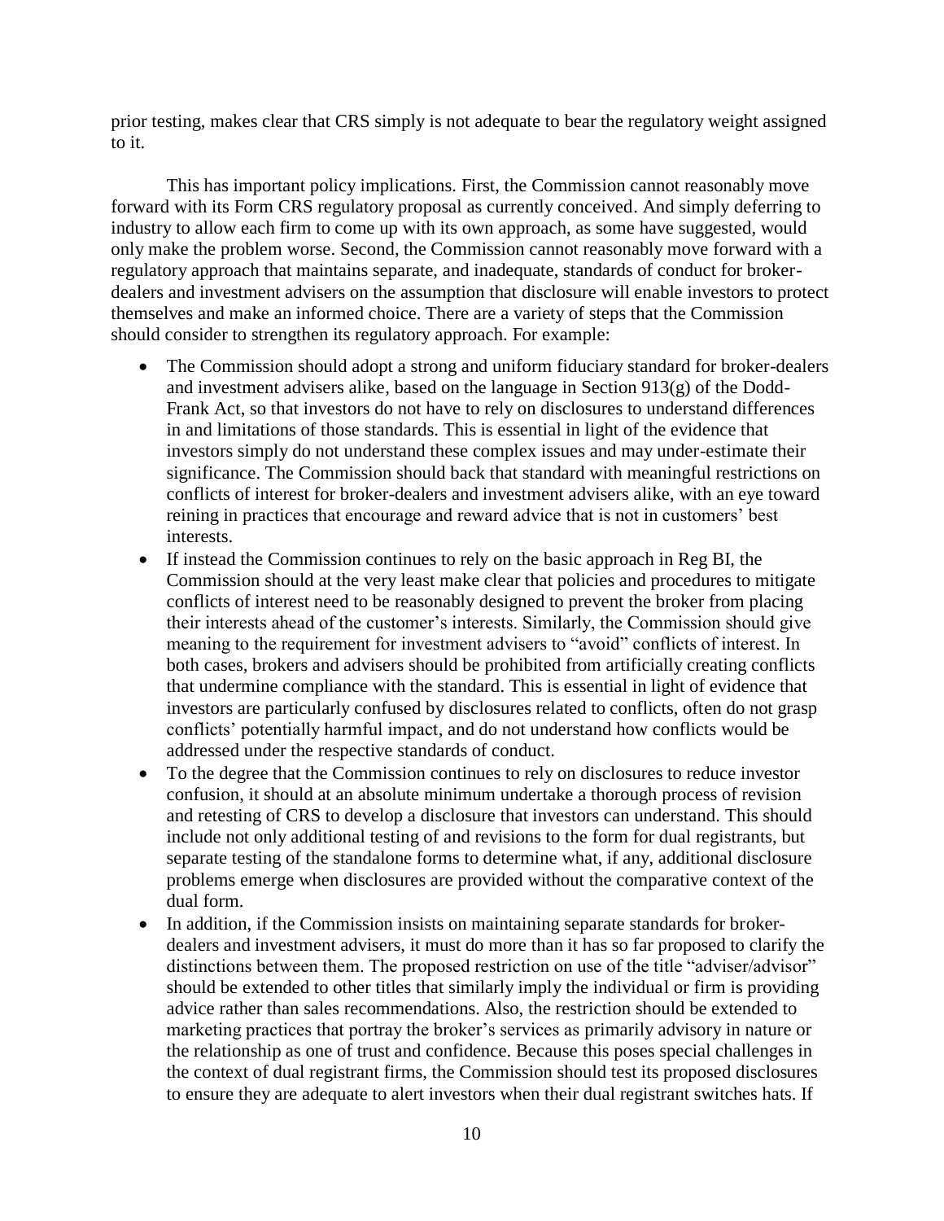prior testing, makes clear that CRS simply is not adequate to bear the regulatory weight assigned to it.

This has important policy implications. First, the Commission cannot reasonably move forward with its Form CRS regulatory proposal as currently conceived. And simply deferring to industry to allow each firm to come up with its own approach, as some have suggested, would only make the problem worse. Second, the Commission cannot reasonably move forward with a regulatory approach that maintains separate, and inadequate, standards of conduct for broker-dealers and investment advisers on the assumption that disclosure will enable investors to protect themselves and make an informed choice. There are a variety of steps that the Commission should consider to strengthen its regulatory approach. For example:

- The Commission should adopt a strong and uniform fiduciary standard for broker-dealers and investment advisers alike, based on the language in Section 913(g) of the Dodd-Frank Act, so that investors do not have to rely on disclosures to understand differences in and limitations of those standards. This is essential in light of the evidence that investors simply do not understand these complex issues and may under-estimate their significance. The Commission should back that standard with meaningful restrictions on conflicts of interest for broker-dealers and investment advisers alike, with an eye toward reining in practices that encourage and reward advice that is not in customers' best interests.
- If instead the Commission continues to rely on the basic approach in Reg BI, the Commission should at the very least make clear that policies and procedures to mitigate conflicts of interest need to be reasonably designed to prevent the broker from placing their interests ahead of the customer's interests. Similarly, the Commission should give meaning to the requirement for investment advisers to "avoid" conflicts of interest. In both cases, brokers and advisers should be prohibited from artificially creating conflicts that undermine compliance with the standard. This is essential in light of evidence that investors are particularly confused by disclosures related to conflicts, often do not grasp conflicts' potentially harmful impact, and do not understand how conflicts would be addressed under the respective standards of conduct.
- To the degree that the Commission continues to rely on disclosures to reduce investor confusion, it should at an absolute minimum undertake a thorough process of revision and retesting of CRS to develop a disclosure that investors can understand. This should include not only additional testing of and revisions to the form for dual registrants, but separate testing of the standalone forms to determine what, if any, additional disclosure problems emerge when disclosures are provided without the comparative context of the dual form.
- In addition, if the Commission insists on maintaining separate standards for broker-dealers and investment advisers, it must do more than it has so far proposed to clarify the distinctions between them. The proposed restriction on use of the title "adviser/advisor" should be extended to other titles that similarly imply the individual or firm is providing advice rather than sales recommendations. Also, the restriction should be extended to marketing practices that portray the broker's services as primarily advisory in nature or the relationship as one of trust and confidence. Because this poses special challenges in the context of dual registrant firms, the Commission should test its proposed disclosures to ensure they are adequate to alert investors when their dual registrant switches hats. If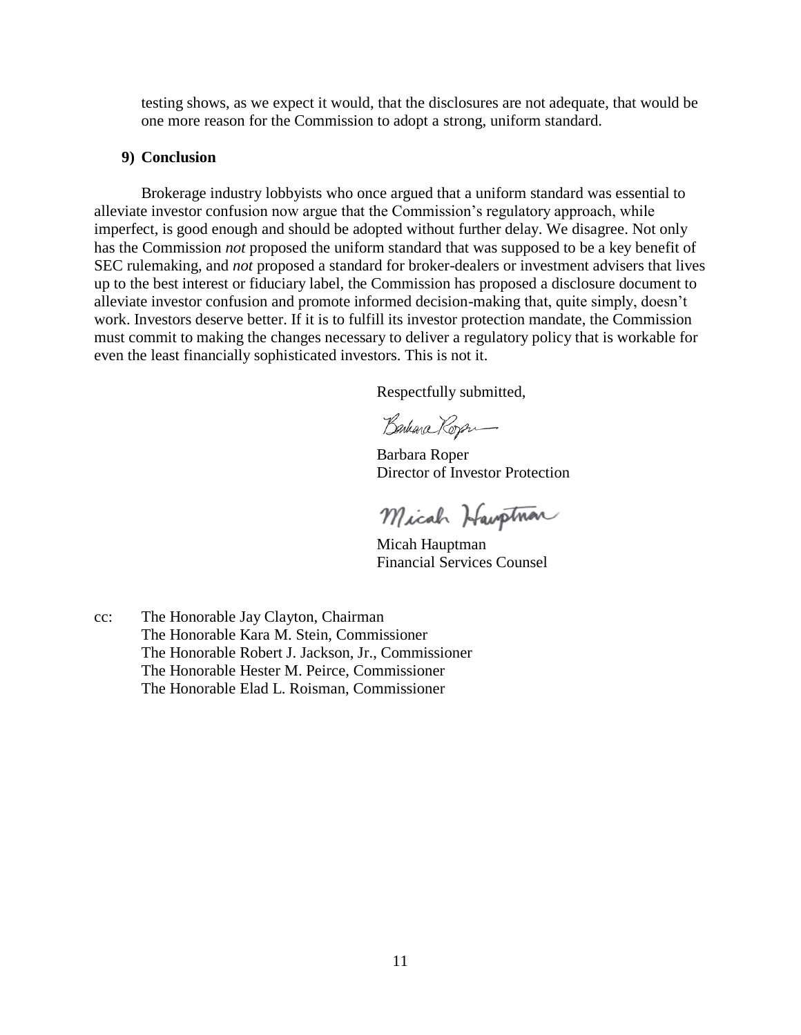testing shows, as we expect it would, that the disclosures are not adequate, that would be one more reason for the Commission to adopt a strong, uniform standard.

**9) Conclusion**

Brokerage industry lobbyists who once argued that a uniform standard was essential to alleviate investor confusion now argue that the Commission's regulatory approach, while imperfect, is good enough and should be adopted without further delay. We disagree. Not only has the Commission *not* proposed the uniform standard that was supposed to be a key benefit of SEC rulemaking, and *not* proposed a standard for broker-dealers or investment advisers that lives up to the best interest or fiduciary label, the Commission has proposed a disclosure document to alleviate investor confusion and promote informed decision-making that, quite simply, doesn't work. Investors deserve better. If it is to fulfill its investor protection mandate, the Commission must commit to making the changes necessary to deliver a regulatory policy that is workable for even the least financially sophisticated investors. This is not it.

Respectfully submitted,

Barbara Roper
Director of Investor Protection

Micah Hauptman
Financial Services Counsel

cc: The Honorable Jay Clayton, Chairman
The Honorable Kara M. Stein, Commissioner
The Honorable Robert J. Jackson, Jr., Commissioner
The Honorable Hester M. Peirce, Commissioner
The Honorable Elad L. Roisman, Commissioner